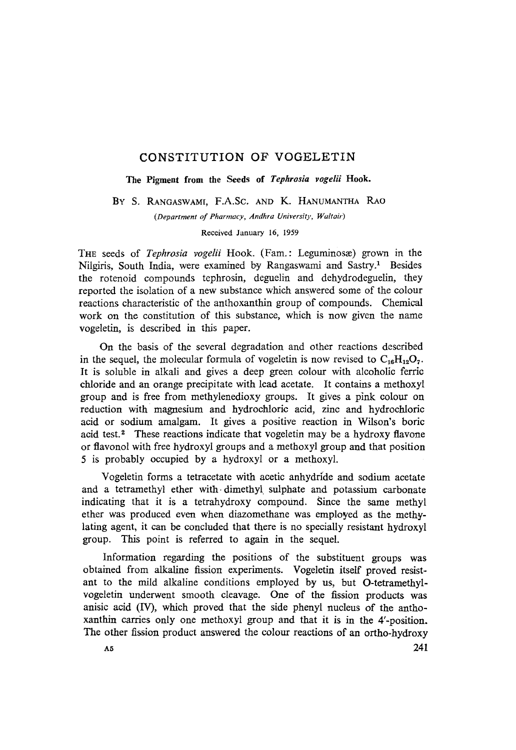# CONSTITUTION OF VOGELETIN

### The Pigment from the Seeds of *Tephrosia vogelii* Hook.

By S. Rangaswami, F.A.Sc. and K. Hanumantha Rao

*(Department of Pharmacy, Andhra University, Waltair)*

Received January 16, 1959

The seeds of *Tephrosia vogelii* Hook. (Fam.: Leguminosæ) grown in the Nilgiris, South India, were examined by Rangaswami and Sastry.[1] Besides the rotenoid compounds tephrosin, deguelin and dehydrodeguelin, they reported the isolation of a new substance which answered some of the colour reactions characteristic of the anthoxanthin group of compounds. Chemical work on the constitution of this substance, which is now given the name vogeletin, is described in this paper.

On the basis of the several degradation and other reactions described in the sequel, the molecular formula of vogeletin is now revised to $C_{16}H_{12}O_7$. It is soluble in alkali and gives a deep green colour with alcoholic ferric chloride and an orange precipitate with lead acetate. It contains a methoxyl group and is free from methylenedioxy groups. It gives a pink colour on reduction with magnesium and hydrochloric acid, zinc and hydrochloric acid or sodium amalgam. It gives a positive reaction in Wilson's boric acid test.[2] These reactions indicate that vogeletin may be a hydroxy flavone or flavonol with free hydroxyl groups and a methoxyl group and that position 5 is probably occupied by a hydroxyl or a methoxyl.

Vogeletin forms a tetracetate with acetic anhydride and sodium acetate and a tetramethyl ether with dimethyl sulphate and potassium carbonate indicating that it is a tetrahydroxy compound. Since the same methyl ether was produced even when diazomethane was employed as the methylating agent, it can be concluded that there is no specially resistant hydroxyl group. This point is referred to again in the sequel.

Information regarding the positions of the substituent groups was obtained from alkaline fission experiments. Vogeletin itself proved resistant to the mild alkaline conditions employed by us, but O-tetramethylvogeletin underwent smooth cleavage. One of the fission products was anisic acid (IV), which proved that the side phenyl nucleus of the anthoxanthin carries only one methoxyl group and that it is in the 4′-position. The other fission product answered the colour reactions of an ortho-hydroxy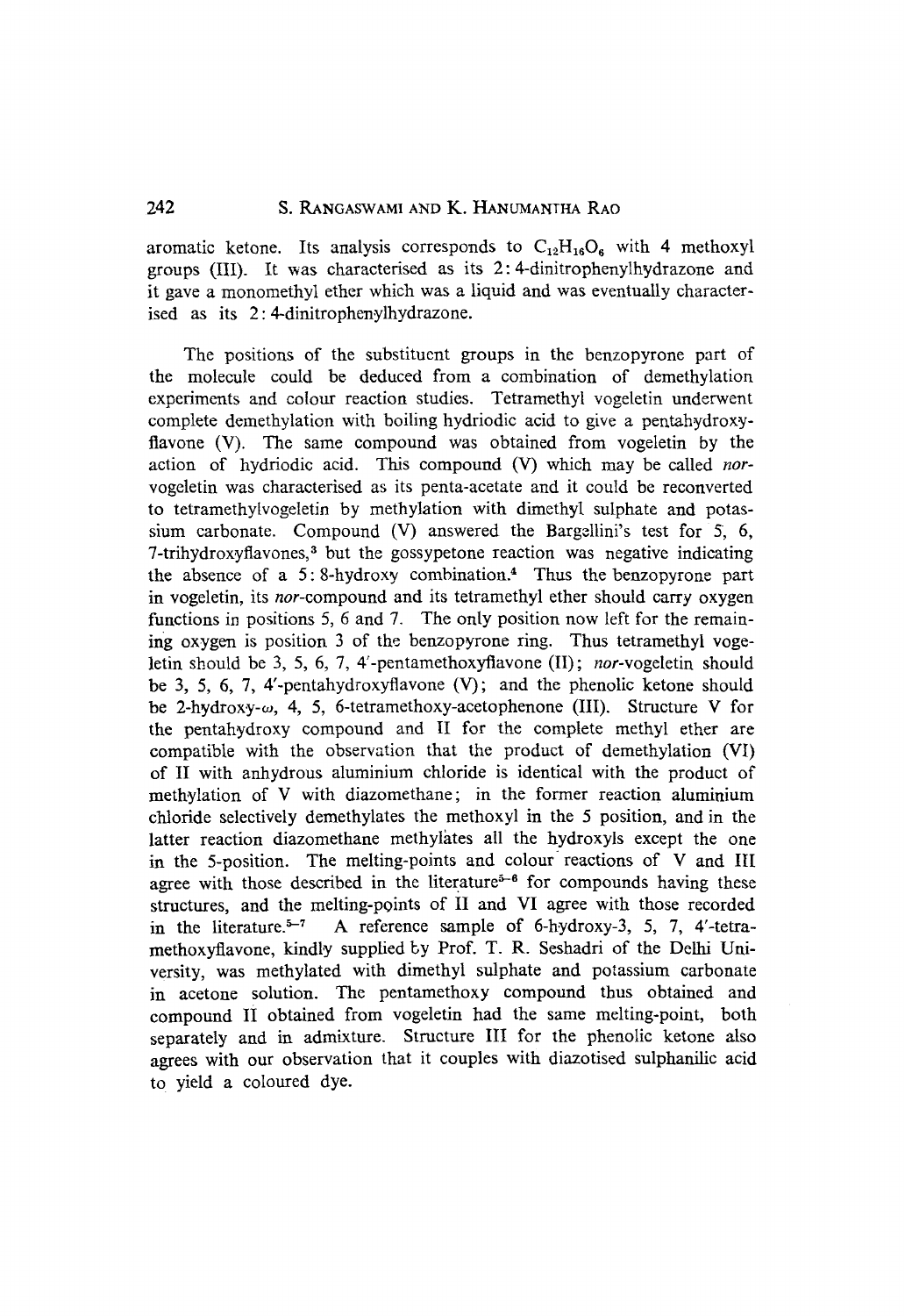aromatic ketone. Its analysis corresponds to $C_{12}H_{16}O_6$ with 4 methoxyl groups (III). It was characterised as its 2: 4-dinitrophenylhydrazone and it gave a monomethyl ether which was a liquid and was eventually characterised as its 2: 4-dinitrophenylhydrazone.

The positions of the substituent groups in the benzopyrone part of the molecule could be deduced from a combination of demethylation experiments and colour reaction studies. Tetramethyl vogeletin underwent complete demethylation with boiling hydriodic acid to give a pentahydroxyflavone (V). The same compound was obtained from vogeletin by the action of hydriodic acid. This compound (V) which may be called *nor*-vogeletin was characterised as its penta-acetate and it could be reconverted to tetramethylvogeletin by methylation with dimethyl sulphate and potassium carbonate. Compound (V) answered the Bargellini's test for 5, 6, 7-trihydroxyflavones,[3] but the gossypetone reaction was negative indicating the absence of a 5: 8-hydroxy combination.[4] Thus the benzopyrone part in vogeletin, its *nor*-compound and its tetramethyl ether should carry oxygen functions in positions 5, 6 and 7. The only position now left for the remaining oxygen is position 3 of the benzopyrone ring. Thus tetramethyl vogeletin should be 3, 5, 6, 7, 4′-pentamethoxyflavone (II); *nor*-vogeletin should be 3, 5, 6, 7, 4′-pentahydroxyflavone (V); and the phenolic ketone should be 2-hydroxy-ω, 4, 5, 6-tetramethoxy-acetophenone (III). Structure V for the pentahydroxy compound and II for the complete methyl ether are compatible with the observation that the product of demethylation (VI) of II with anhydrous aluminium chloride is identical with the product of methylation of V with diazomethane; in the former reaction aluminium chloride selectively demethylates the methoxyl in the 5 position, and in the latter reaction diazomethane methylates all the hydroxyls except the one in the 5-position. The melting-points and colour reactions of V and III agree with those described in the literature[5-6] for compounds having these structures, and the melting-points of II and VI agree with those recorded in the literature.[5-7] A reference sample of 6-hydroxy-3, 5, 7, 4′-tetramethoxyflavone, kindly supplied by Prof. T. R. Seshadri of the Delhi University, was methylated with dimethyl sulphate and potassium carbonate in acetone solution. The pentamethoxy compound thus obtained and compound II obtained from vogeletin had the same melting-point, both separately and in admixture. Structure III for the phenolic ketone also agrees with our observation that it couples with diazotised sulphanilic acid to yield a coloured dye.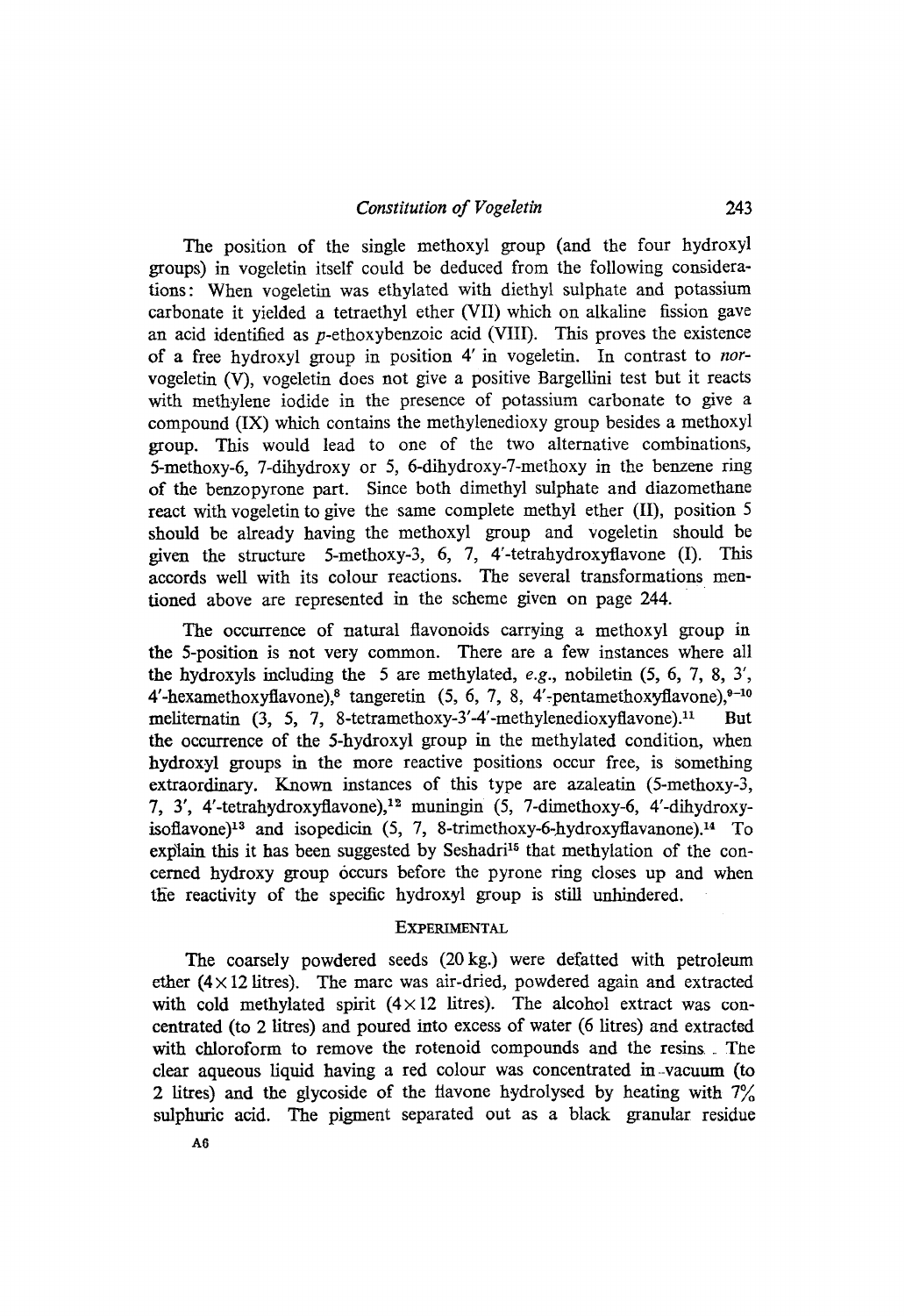The position of the single methoxyl group (and the four hydroxyl groups) in vogeletin itself could be deduced from the following considerations: When vogeletin was ethylated with diethyl sulphate and potassium carbonate it yielded a tetraethyl ether (VII) which on alkaline fission gave an acid identified as *p*-ethoxybenzoic acid (VIII). This proves the existence of a free hydroxyl group in position 4′ in vogeletin. In contrast to *nor*-vogeletin (V), vogeletin does not give a positive Bargellini test but it reacts with methylene iodide in the presence of potassium carbonate to give a compound (IX) which contains the methylenedioxy group besides a methoxyl group. This would lead to one of the two alternative combinations, 5-methoxy-6, 7-dihydroxy or 5, 6-dihydroxy-7-methoxy in the benzene ring of the benzopyrone part. Since both dimethyl sulphate and diazomethane react with vogeletin to give the same complete methyl ether (II), position 5 should be already having the methoxyl group and vogeletin should be given the structure 5-methoxy-3, 6, 7, 4′-tetrahydroxyflavone (I). This accords well with its colour reactions. The several transformations mentioned above are represented in the scheme given on page 244.

The occurrence of natural flavonoids carrying a methoxyl group in the 5-position is not very common. There are a few instances where all the hydroxyls including the 5 are methylated, *e.g.*, nobiletin (5, 6, 7, 8, 3′, 4′-hexamethoxyflavone),[8] tangeretin (5, 6, 7, 8, 4′-pentamethoxyflavone),[9-10] meliternatin (3, 5, 7, 8-tetramethoxy-3′-4′-methylenedioxyflavone).[11] But the occurrence of the 5-hydroxyl group in the methylated condition, when hydroxyl groups in the more reactive positions occur free, is something extraordinary. Known instances of this type are azaleatin (5-methoxy-3, 7, 3′, 4′-tetrahydroxyflavone),[12] muningin (5, 7-dimethoxy-6, 4′-dihydroxy-isoflavone)[13] and isopedicin (5, 7, 8-trimethoxy-6-hydroxyflavanone).[14] To explain this it has been suggested by Seshadri[15] that methylation of the concerned hydroxy group occurs before the pyrone ring closes up and when the reactivity of the specific hydroxyl group is still unhindered.

## Experimental

The coarsely powdered seeds (20 kg.) were defatted with petroleum ether (4 × 12 litres). The marc was air-dried, powdered again and extracted with cold methylated spirit (4 × 12 litres). The alcohol extract was concentrated (to 2 litres) and poured into excess of water (6 litres) and extracted with chloroform to remove the rotenoid compounds and the resins. The clear aqueous liquid having a red colour was concentrated in vacuum (to 2 litres) and the glycoside of the flavone hydrolysed by heating with 7% sulphuric acid. The pigment separated out as a black granular residue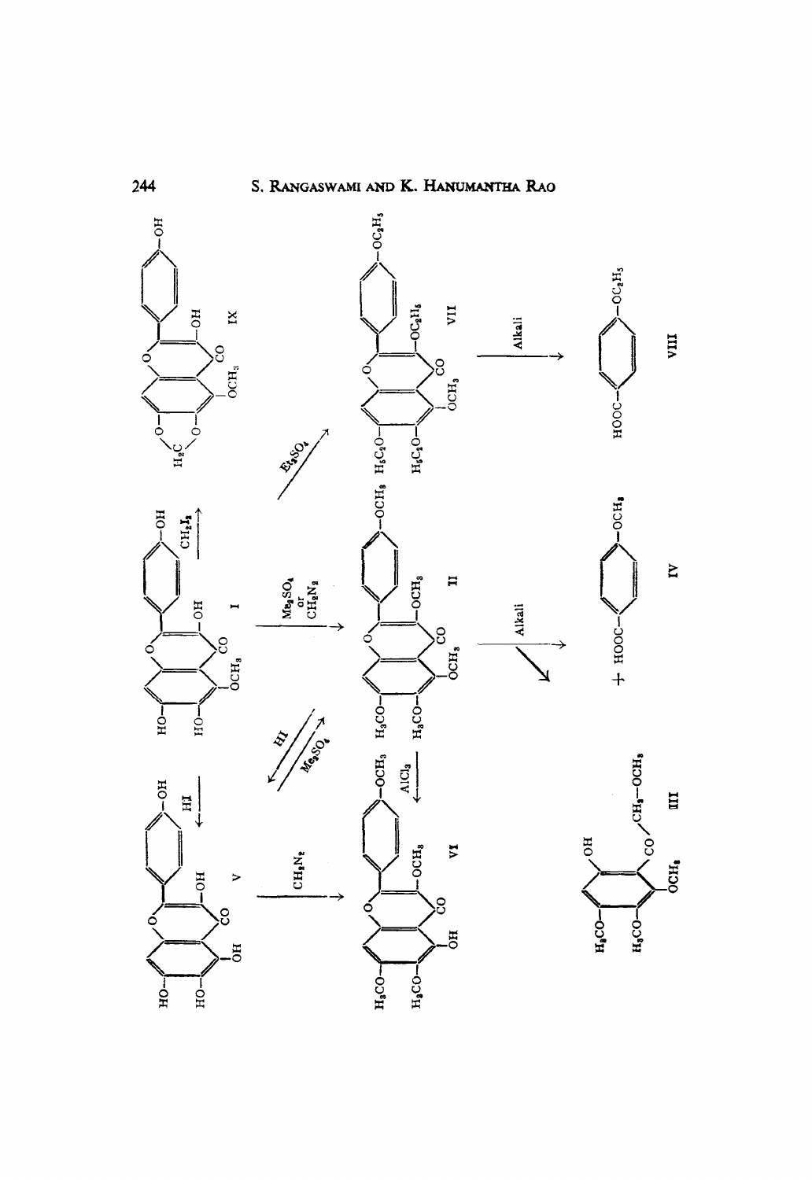I → (CH$_2$I$_2$) → IX

I → (Me$_2$SO$_4$ or CH$_2$N$_2$) → II

I → (Et$_2$SO$_4$) → VII

I → (HI) → V

II → (HI) → V

V → (Me$_2$SO$_4$) → II

V → (CH$_2$N$_2$) → VI

II → (AlCl$_3$) → VI

II → (Alkali) → III + IV

VII → (Alkali) → VIII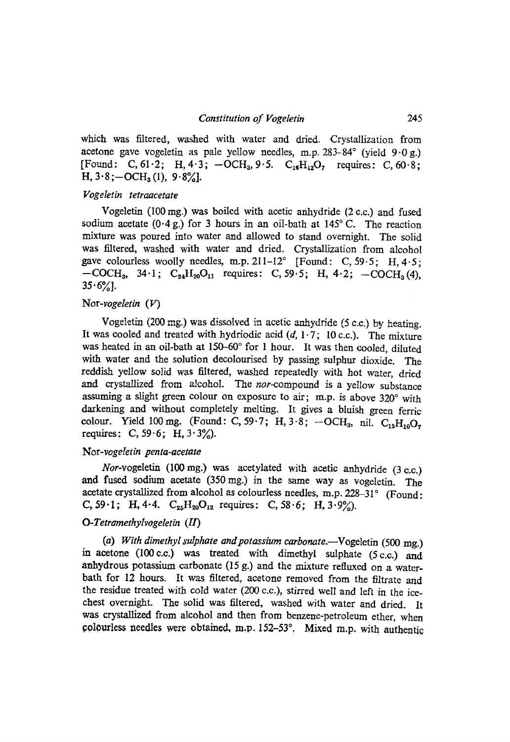which was filtered, washed with water and dried. Crystallization from acetone gave vogeletin as pale yellow needles, m.p. 283–84° (yield 9·0 g.) [Found: C, 61·2; H, 4·3; $-OCH_3$, 9·5. $C_{16}H_{12}O_7$ requires: C, 60·8; H, 3·8; $-OCH_3$ (1), 9·8%].

### *Vogeletin tetraacetate*

Vogeletin (100 mg.) was boiled with acetic anhydride (2 c.c.) and fused sodium acetate (0·4 g.) for 3 hours in an oil-bath at 145° C. The reaction mixture was poured into water and allowed to stand overnight. The solid was filtered, washed with water and dried. Crystallization from alcohol gave colourless woolly needles, m.p. 211–12° [Found: C, 59·5; H, 4·5; $-COCH_3$, 34·1; $C_{24}H_{20}O_{11}$ requires: C, 59·5; H, 4·2; $-COCH_3$ (4), 35·6%].

### Nor-*vogeletin* (*V*)

Vogeletin (200 mg.) was dissolved in acetic anhydride (5 c.c.) by heating. It was cooled and treated with hydriodic acid (*d*, 1·7; 10 c.c.). The mixture was heated in an oil-bath at 150–60° for 1 hour. It was then cooled, diluted with water and the solution decolourised by passing sulphur dioxide. The reddish yellow solid was filtered, washed repeatedly with hot water, dried and crystallized from alcohol. The *nor*-compound is a yellow substance assuming a slight green colour on exposure to air; m.p. is above 320° with darkening and without completely melting. It gives a bluish green ferric colour. Yield 100 mg. (Found: C, 59·7; H, 3·8; $-OCH_3$, nil. $C_{15}H_{10}O_7$ requires: C, 59·6; H, 3·3%).

### Nor-*vogeletin penta-acetate*

*Nor*-vogeletin (100 mg.) was acetylated with acetic anhydride (3 c.c.) and fused sodium acetate (350 mg.) in the same way as vogeletin. The acetate crystallized from alcohol as colourless needles, m.p. 228–31° (Found: C, 59·1; H, 4·4. $C_{25}H_{20}O_{12}$ requires: C, 58·6; H, 3·9%).

### *O-Tetramethylvogeletin* (*II*)

(*a*) *With dimethyl sulphate and potassium carbonate*.—Vogeletin (500 mg.) in acetone (100 c.c.) was treated with dimethyl sulphate (5 c.c.) and anhydrous potassium carbonate (15 g.) and the mixture refluxed on a water-bath for 12 hours. It was filtered, acetone removed from the filtrate and the residue treated with cold water (200 c.c.), stirred well and left in the ice-chest overnight. The solid was filtered, washed with water and dried. It was crystallized from alcohol and then from benzene-petroleum ether, when colourless needles were obtained, m.p. 152–53°. Mixed m.p. with authentic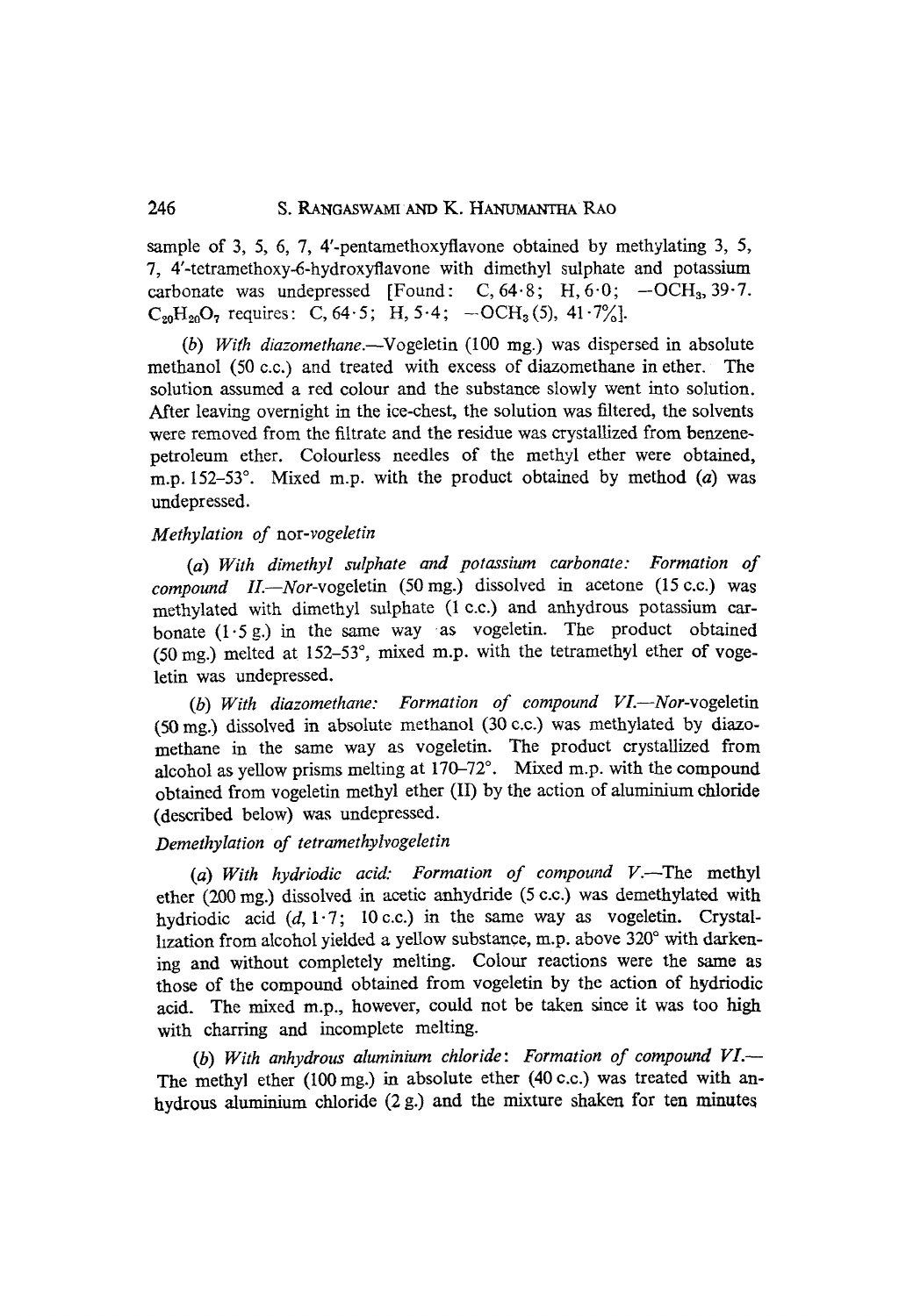sample of 3, 5, 6, 7, 4′-pentamethoxyflavone obtained by methylating 3, 5, 7, 4′-tetramethoxy-6-hydroxyflavone with dimethyl sulphate and potassium carbonate was undepressed [Found: C, 64·8; H, 6·0; $-OCH_3$, 39·7. $C_{20}H_{20}O_7$ requires: C, 64·5; H, 5·4; $-OCH_3$ (5), 41·7%].

(*b*) *With diazomethane*.—Vogeletin (100 mg.) was dispersed in absolute methanol (50 c.c.) and treated with excess of diazomethane in ether. The solution assumed a red colour and the substance slowly went into solution. After leaving overnight in the ice-chest, the solution was filtered, the solvents were removed from the filtrate and the residue was crystallized from benzene-petroleum ether. Colourless needles of the methyl ether were obtained, m.p. 152–53°. Mixed m.p. with the product obtained by method (*a*) was undepressed.

### *Methylation of* nor-*vogeletin*

(*a*) *With dimethyl sulphate and potassium carbonate: Formation of compound II*.—*Nor*-vogeletin (50 mg.) dissolved in acetone (15 c.c.) was methylated with dimethyl sulphate (1 c.c.) and anhydrous potassium carbonate (1·5 g.) in the same way as vogeletin. The product obtained (50 mg.) melted at 152–53°, mixed m.p. with the tetramethyl ether of vogeletin was undepressed.

(*b*) *With diazomethane: Formation of compound VI*.—*Nor*-vogeletin (50 mg.) dissolved in absolute methanol (30 c.c.) was methylated by diazomethane in the same way as vogeletin. The product crystallized from alcohol as yellow prisms melting at 170–72°. Mixed m.p. with the compound obtained from vogeletin methyl ether (II) by the action of aluminium chloride (described below) was undepressed.

### *Demethylation of tetramethylvogeletin*

(*a*) *With hydriodic acid: Formation of compound V*.—The methyl ether (200 mg.) dissolved in acetic anhydride (5 c.c.) was demethylated with hydriodic acid (*d*, 1·7; 10 c.c.) in the same way as vogeletin. Crystallization from alcohol yielded a yellow substance, m.p. above 320° with darkening and without completely melting. Colour reactions were the same as those of the compound obtained from vogeletin by the action of hydriodic acid. The mixed m.p., however, could not be taken since it was too high with charring and incomplete melting.

(*b*) *With anhydrous aluminium chloride*: *Formation of compound VI*.—The methyl ether (100 mg.) in absolute ether (40 c.c.) was treated with anhydrous aluminium chloride (2 g.) and the mixture shaken for ten minutes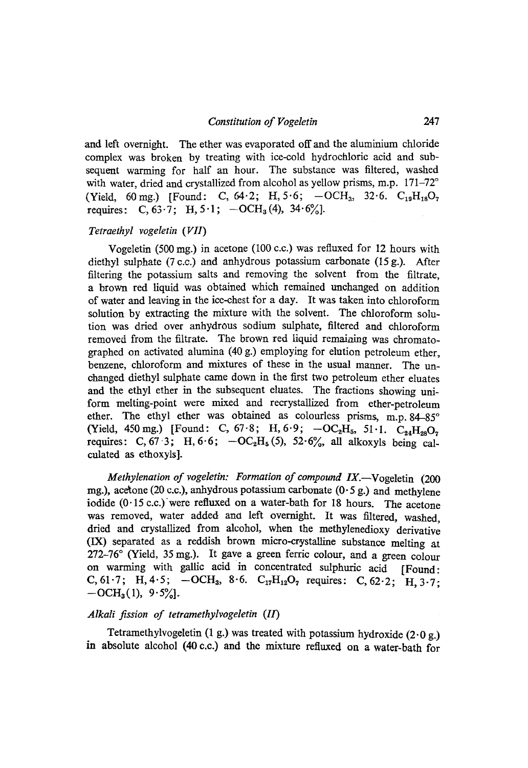and left overnight. The ether was evaporated off and the aluminium chloride complex was broken by treating with ice-cold hydrochloric acid and subsequent warming for half an hour. The substance was filtered, washed with water, dried and crystallized from alcohol as yellow prisms, m.p. 171–72° (Yield, 60 mg.) [Found: C, 64·2; H, 5·6; $-OCH_3$, 32·6. $C_{19}H_{18}O_7$ requires: C, 63·7; H, 5·1; $-OCH_3$(4), 34·6%].

### *Tetraethyl vogeletin (VII)*

Vogeletin (500 mg.) in acetone (100 c.c.) was refluxed for 12 hours with diethyl sulphate (7 c.c.) and anhydrous potassium carbonate (15 g.). After filtering the potassium salts and removing the solvent from the filtrate, a brown red liquid was obtained which remained unchanged on addition of water and leaving in the ice-chest for a day. It was taken into chloroform solution by extracting the mixture with the solvent. The chloroform solution was dried over anhydrous sodium sulphate, filtered and chloroform removed from the filtrate. The brown red liquid remaining was chromatographed on activated alumina (40 g.) employing for elution petroleum ether, benzene, chloroform and mixtures of these in the usual manner. The unchanged diethyl sulphate came down in the first two petroleum ether eluates and the ethyl ether in the subsequent eluates. The fractions showing uniform melting-point were mixed and recrystallized from ether-petroleum ether. The ethyl ether was obtained as colourless prisms, m.p. 84–85° (Yield, 450 mg.) [Found: C, 67·8; H, 6·9; $-OC_2H_5$, 51·1. $C_{24}H_{28}O_7$ requires: C, 67·3; H, 6·6; $-OC_2H_5$(5), 52·6%, all alkoxyls being calculated as ethoxyls].

*Methylenation of vogeletin: Formation of compound IX.*—Vogeletin (200 mg.), acetone (20 c.c.), anhydrous potassium carbonate (0·5 g.) and methylene iodide (0·15 c.c.) were refluxed on a water-bath for 18 hours. The acetone was removed, water added and left overnight. It was filtered, washed, dried and crystallized from alcohol, when the methylenedioxy derivative (IX) separated as a reddish brown micro-crystalline substance melting at 272–76° (Yield, 35 mg.). It gave a green ferric colour, and a green colour on warming with gallic acid in concentrated sulphuric acid [Found: C, 61·7; H, 4·5; $-OCH_3$, 8·6. $C_{17}H_{12}O_7$ requires: C, 62·2; H, 3·7; $-OCH_3$(1), 9·5%].

### *Alkali fission of tetramethylvogeletin (II)*

Tetramethylvogeletin (1 g.) was treated with potassium hydroxide (2·0 g.) in absolute alcohol (40 c.c.) and the mixture refluxed on a water-bath for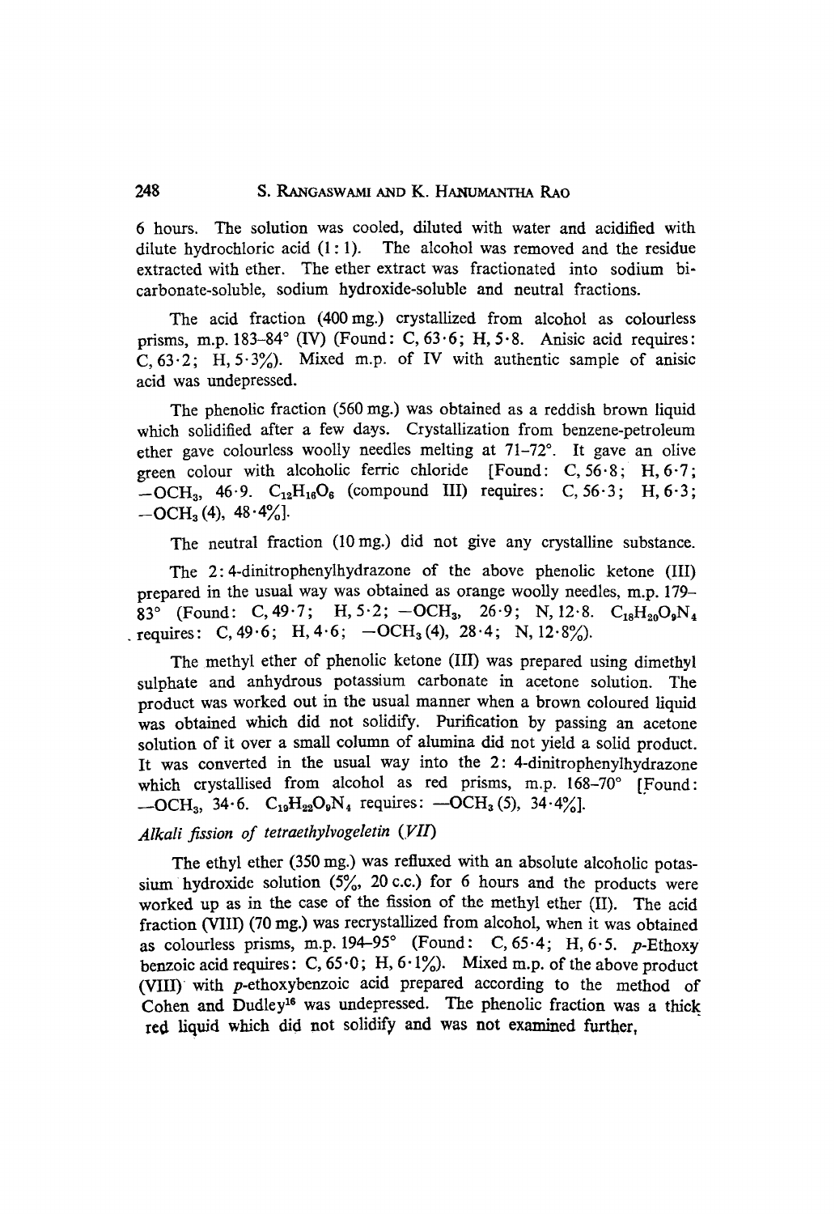6 hours. The solution was cooled, diluted with water and acidified with dilute hydrochloric acid (1 : 1). The alcohol was removed and the residue extracted with ether. The ether extract was fractionated into sodium bicarbonate-soluble, sodium hydroxide-soluble and neutral fractions.

The acid fraction (400 mg.) crystallized from alcohol as colourless prisms, m.p. 183–84° (IV) (Found: C, 63·6; H, 5·8. Anisic acid requires: C, 63·2; H, 5·3%). Mixed m.p. of IV with authentic sample of anisic acid was undepressed.

The phenolic fraction (560 mg.) was obtained as a reddish brown liquid which solidified after a few days. Crystallization from benzene-petroleum ether gave colourless woolly needles melting at 71–72°. It gave an olive green colour with alcoholic ferric chloride [Found: C, 56·8; H, 6·7; $-OCH_3$, 46·9. $C_{12}H_{16}O_6$ (compound III) requires: C, 56·3; H, 6·3; $-OCH_3$ (4), 48·4%].

The neutral fraction (10 mg.) did not give any crystalline substance.

The 2 : 4-dinitrophenylhydrazone of the above phenolic ketone (III) prepared in the usual way was obtained as orange woolly needles, m.p. 179–83° (Found: C, 49·7; H, 5·2; $-OCH_3$, 26·9; N, 12·8. $C_{18}H_{20}O_9N_4$ requires: C, 49·6; H, 4·6; $-OCH_3$ (4), 28·4; N, 12·8%).

The methyl ether of phenolic ketone (III) was prepared using dimethyl sulphate and anhydrous potassium carbonate in acetone solution. The product was worked out in the usual manner when a brown coloured liquid was obtained which did not solidify. Purification by passing an acetone solution of it over a small column of alumina did not yield a solid product. It was converted in the usual way into the 2: 4-dinitrophenylhydrazone which crystallised from alcohol as red prisms, m.p. 168–70° [Found: $-OCH_3$, 34·6. $C_{19}H_{22}O_9N_4$ requires: $-OCH_3$ (5), 34·4%].

*Alkali fission of tetraethylvogeletin (VII)*

The ethyl ether (350 mg.) was refluxed with an absolute alcoholic potassium hydroxide solution (5%, 20 c.c.) for 6 hours and the products were worked up as in the case of the fission of the methyl ether (II). The acid fraction (VIII) (70 mg.) was recrystallized from alcohol, when it was obtained as colourless prisms, m.p. 194–95° (Found: C, 65·4; H, 6·5. *p*-Ethoxy benzoic acid requires: C, 65·0; H, 6·1%). Mixed m.p. of the above product (VIII) with *p*-ethoxybenzoic acid prepared according to the method of Cohen and Dudley[16] was undepressed. The phenolic fraction was a thick red liquid which did not solidify and was not examined further.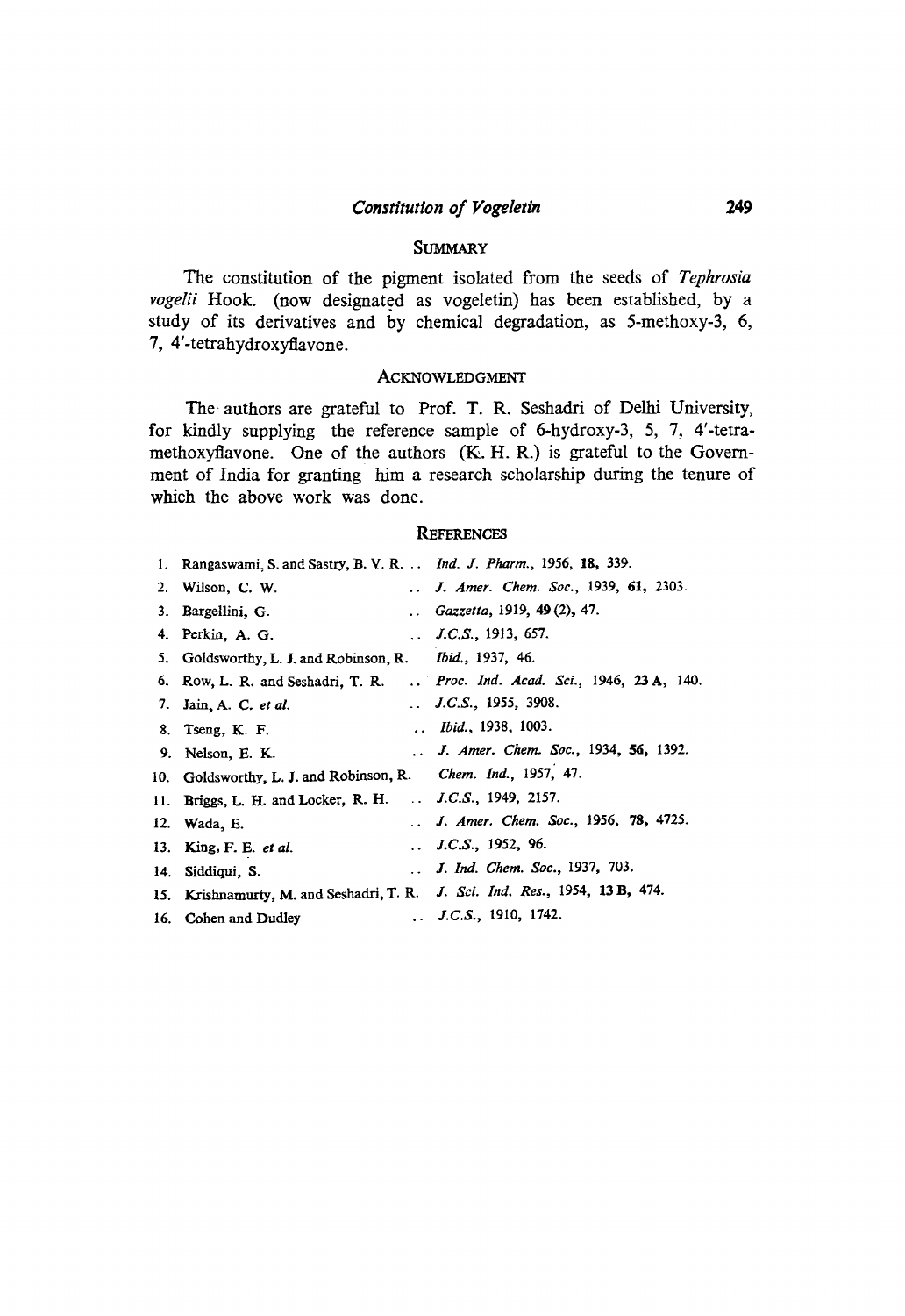## Summary

The constitution of the pigment isolated from the seeds of *Tephrosia vogelii* Hook. (now designated as vogeletin) has been established, by a study of its derivatives and by chemical degradation, as 5-methoxy-3, 6, 7, 4′-tetrahydroxyflavone.

## Acknowledgment

The authors are grateful to Prof. T. R. Seshadri of Delhi University, for kindly supplying the reference sample of 6-hydroxy-3, 5, 7, 4′-tetramethoxyflavone. One of the authors (K. H. R.) is grateful to the Government of India for granting him a research scholarship during the tenure of which the above work was done.

## References

| | | |
|---|---|---|
| 1. | Rangaswami, S. and Sastry, B. V. R. .. | *Ind. J. Pharm.*, 1956, **18**, 339. |
| 2. | Wilson, C. W. .. | *J. Amer. Chem. Soc.*, 1939, **61**, 2303. |
| 3. | Bargellini, G. .. | *Gazzetta*, 1919, **49** (2), 47. |
| 4. | Perkin, A. G. .. | *J.C.S.*, 1913, 657. |
| 5. | Goldsworthy, L. J. and Robinson, R. | *Ibid.*, 1937, 46. |
| 6. | Row, L. R. and Seshadri, T. R. .. | *Proc. Ind. Acad. Sci.*, 1946, **23 A**, 140. |
| 7. | Jain, A. C. *et al.* .. | *J.C.S.*, 1955, 3908. |
| 8. | Tseng, K. F. .. | *Ibid.*, 1938, 1003. |
| 9. | Nelson, E. K. .. | *J. Amer. Chem. Soc.*, 1934, **56**, 1392. |
| 10. | Goldsworthy, L. J. and Robinson, R. | *Chem. Ind.*, 1957, 47. |
| 11. | Briggs, L. H. and Locker, R. H. .. | *J.C.S.*, 1949, 2157. |
| 12. | Wada, E. .. | *J. Amer. Chem. Soc.*, 1956, **78**, 4725. |
| 13. | King, F. E. *et al.* .. | *J.C.S.*, 1952, 96. |
| 14. | Siddiqui, S. .. | *J. Ind. Chem. Soc.*, 1937, 703. |
| 15. | Krishnamurty, M. and Seshadri, T. R. | *J. Sci. Ind. Res.*, 1954, **13 B**, 474. |
| 16. | Cohen and Dudley .. | *J.C.S.*, 1910, 1742. |